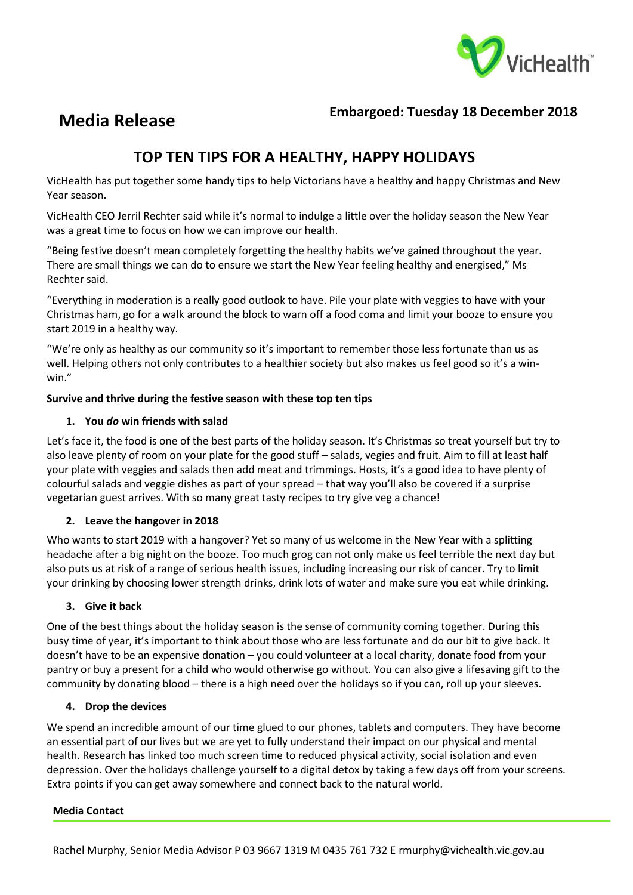# Media Release

**Embargoed: Tuesday 18 December 2018**

## TOP TEN TIPS FOR A HEALTHY, HAPPY HOLIDAYS

VicHealth has put together some handy tips to help Victorians have a healthy and happy Christmas and New Year season.

VicHealth CEO Jerril Rechter said while it's normal to indulge a little over the holiday season the New Year was a great time to focus on how we can improve our health.

"Being festive doesn't mean completely forgetting the healthy habits we've gained throughout the year. There are small things we can do to ensure we start the New Year feeling healthy and energised," Ms Rechter said.

"Everything in moderation is a really good outlook to have. Pile your plate with veggies to have with your Christmas ham, go for a walk around the block to warn off a food coma and limit your booze to ensure you start 2019 in a healthy way.

"We're only as healthy as our community so it's important to remember those less fortunate than us as well. Helping others not only contributes to a healthier society but also makes us feel good so it's a win-win."

**Survive and thrive during the festive season with these top ten tips**

1. **You *do* win friends with salad**

Let's face it, the food is one of the best parts of the holiday season. It's Christmas so treat yourself but try to also leave plenty of room on your plate for the good stuff – salads, vegies and fruit. Aim to fill at least half your plate with veggies and salads then add meat and trimmings. Hosts, it's a good idea to have plenty of colourful salads and veggie dishes as part of your spread – that way you'll also be covered if a surprise vegetarian guest arrives. With so many great tasty recipes to try give veg a chance!

2. **Leave the hangover in 2018**

Who wants to start 2019 with a hangover? Yet so many of us welcome in the New Year with a splitting headache after a big night on the booze. Too much grog can not only make us feel terrible the next day but also puts us at risk of a range of serious health issues, including increasing our risk of cancer. Try to limit your drinking by choosing lower strength drinks, drink lots of water and make sure you eat while drinking.

3. **Give it back**

One of the best things about the holiday season is the sense of community coming together. During this busy time of year, it's important to think about those who are less fortunate and do our bit to give back. It doesn't have to be an expensive donation – you could volunteer at a local charity, donate food from your pantry or buy a present for a child who would otherwise go without. You can also give a lifesaving gift to the community by donating blood – there is a high need over the holidays so if you can, roll up your sleeves.

4. **Drop the devices**

We spend an incredible amount of our time glued to our phones, tablets and computers. They have become an essential part of our lives but we are yet to fully understand their impact on our physical and mental health. Research has linked too much screen time to reduced physical activity, social isolation and even depression. Over the holidays challenge yourself to a digital detox by taking a few days off from your screens. Extra points if you can get away somewhere and connect back to the natural world.

**Media Contact**

Rachel Murphy, Senior Media Advisor P 03 9667 1319 M 0435 761 732 E rmurphy@vichealth.vic.gov.au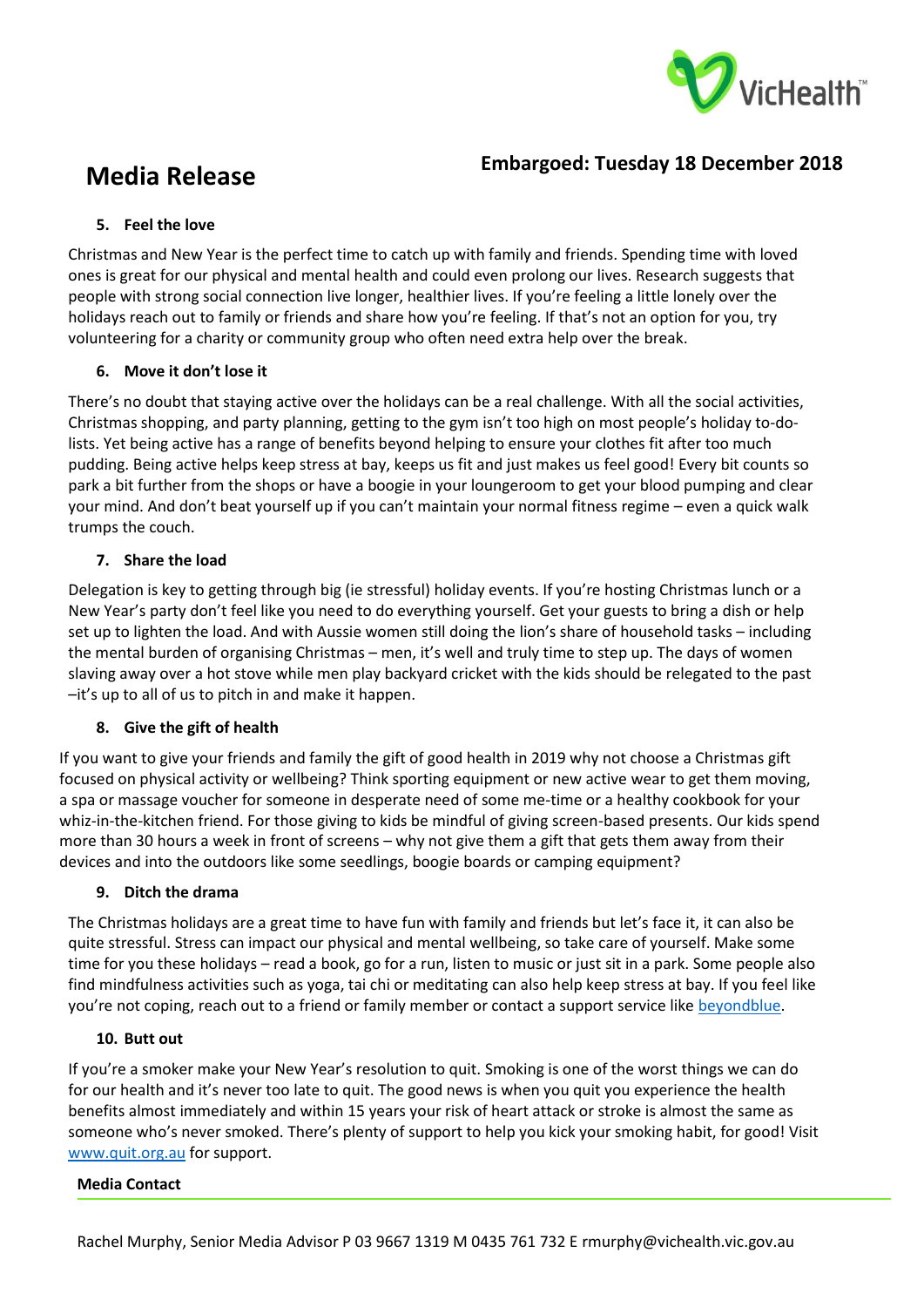**Media Release**

**Embargoed: Tuesday 18 December 2018**

5. **Feel the love**

Christmas and New Year is the perfect time to catch up with family and friends. Spending time with loved ones is great for our physical and mental health and could even prolong our lives. Research suggests that people with strong social connection live longer, healthier lives. If you're feeling a little lonely over the holidays reach out to family or friends and share how you're feeling. If that's not an option for you, try volunteering for a charity or community group who often need extra help over the break.

6. **Move it don't lose it**

There's no doubt that staying active over the holidays can be a real challenge. With all the social activities, Christmas shopping, and party planning, getting to the gym isn't too high on most people's holiday to-do-lists. Yet being active has a range of benefits beyond helping to ensure your clothes fit after too much pudding. Being active helps keep stress at bay, keeps us fit and just makes us feel good! Every bit counts so park a bit further from the shops or have a boogie in your loungeroom to get your blood pumping and clear your mind. And don't beat yourself up if you can't maintain your normal fitness regime – even a quick walk trumps the couch.

7. **Share the load**

Delegation is key to getting through big (ie stressful) holiday events. If you're hosting Christmas lunch or a New Year's party don't feel like you need to do everything yourself. Get your guests to bring a dish or help set up to lighten the load. And with Aussie women still doing the lion's share of household tasks – including the mental burden of organising Christmas – men, it's well and truly time to step up. The days of women slaving away over a hot stove while men play backyard cricket with the kids should be relegated to the past –it's up to all of us to pitch in and make it happen.

8. **Give the gift of health**

If you want to give your friends and family the gift of good health in 2019 why not choose a Christmas gift focused on physical activity or wellbeing? Think sporting equipment or new active wear to get them moving, a spa or massage voucher for someone in desperate need of some me-time or a healthy cookbook for your whiz-in-the-kitchen friend. For those giving to kids be mindful of giving screen-based presents. Our kids spend more than 30 hours a week in front of screens – why not give them a gift that gets them away from their devices and into the outdoors like some seedlings, boogie boards or camping equipment?

9. **Ditch the drama**

The Christmas holidays are a great time to have fun with family and friends but let's face it, it can also be quite stressful. Stress can impact our physical and mental wellbeing, so take care of yourself. Make some time for you these holidays – read a book, go for a run, listen to music or just sit in a park. Some people also find mindfulness activities such as yoga, tai chi or meditating can also help keep stress at bay. If you feel like you're not coping, reach out to a friend or family member or contact a support service like [beyondblue](beyondblue).

10. **Butt out**

If you're a smoker make your New Year's resolution to quit. Smoking is one of the worst things we can do for our health and it's never too late to quit. The good news is when you quit you experience the health benefits almost immediately and within 15 years your risk of heart attack or stroke is almost the same as someone who's never smoked. There's plenty of support to help you kick your smoking habit, for good! Visit [www.quit.org.au](www.quit.org.au) for support.

**Media Contact**

Rachel Murphy, Senior Media Advisor P 03 9667 1319 M 0435 761 732 E rmurphy@vichealth.vic.gov.au